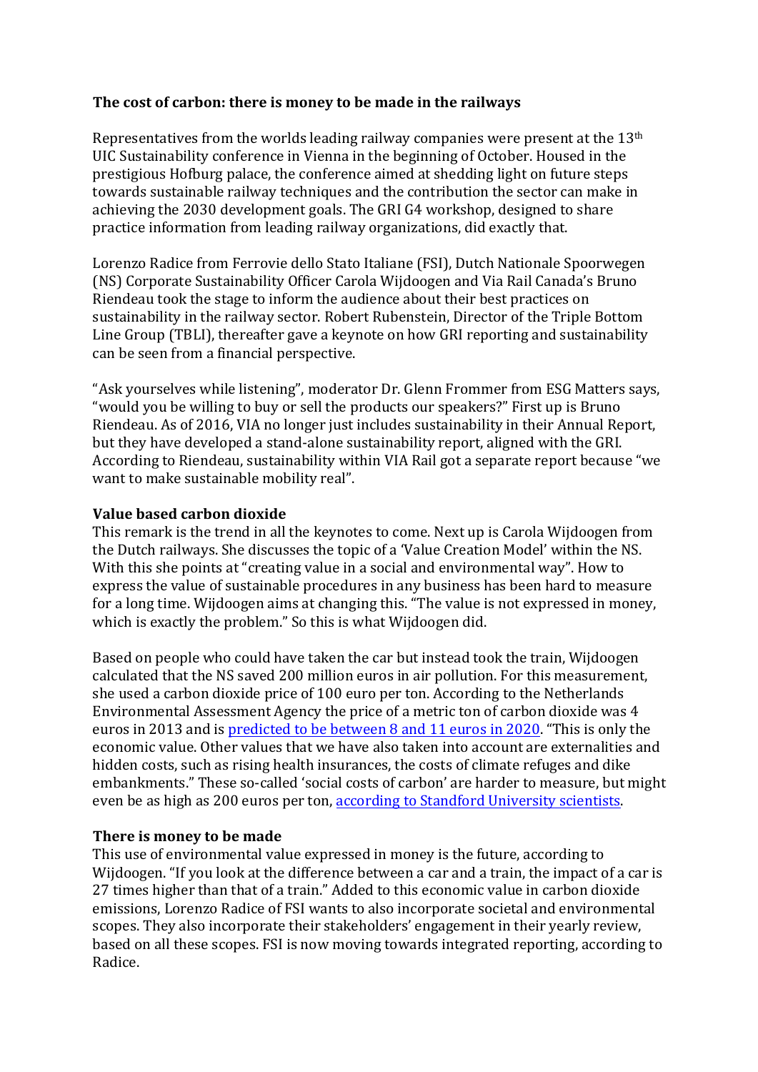**The cost of carbon: there is money to be made in the railways**

Representatives from the worlds leading railway companies were present at the 13th UIC Sustainability conference in Vienna in the beginning of October. Housed in the prestigious Hofburg palace, the conference aimed at shedding light on future steps towards sustainable railway techniques and the contribution the sector can make in achieving the 2030 development goals. The GRI G4 workshop, designed to share practice information from leading railway organizations, did exactly that.

Lorenzo Radice from Ferrovie dello Stato Italiane (FSI), Dutch Nationale Spoorwegen (NS) Corporate Sustainability Officer Carola Wijdoogen and Via Rail Canada's Bruno Riendeau took the stage to inform the audience about their best practices on sustainability in the railway sector. Robert Rubenstein, Director of the Triple Bottom Line Group (TBLI), thereafter gave a keynote on how GRI reporting and sustainability can be seen from a financial perspective.

"Ask yourselves while listening", moderator Dr. Glenn Frommer from ESG Matters says, "would you be willing to buy or sell the products our speakers?" First up is Bruno Riendeau. As of 2016, VIA no longer just includes sustainability in their Annual Report, but they have developed a stand-alone sustainability report, aligned with the GRI. According to Riendeau, sustainability within VIA Rail got a separate report because "we want to make sustainable mobility real".

**Value based carbon dioxide**

This remark is the trend in all the keynotes to come. Next up is Carola Wijdoogen from the Dutch railways. She discusses the topic of a 'Value Creation Model' within the NS. With this she points at "creating value in a social and environmental way". How to express the value of sustainable procedures in any business has been hard to measure for a long time. Wijdoogen aims at changing this. "The value is not expressed in money, which is exactly the problem." So this is what Wijdoogen did.

Based on people who could have taken the car but instead took the train, Wijdoogen calculated that the NS saved 200 million euros in air pollution. For this measurement, she used a carbon dioxide price of 100 euro per ton. According to the Netherlands Environmental Assessment Agency the price of a metric ton of carbon dioxide was 4 euros in 2013 and is [predicted to be between 8 and 11 euros in 2020](). "This is only the economic value. Other values that we have also taken into account are externalities and hidden costs, such as rising health insurances, the costs of climate refuges and dike embankments." These so-called 'social costs of carbon' are harder to measure, but might even be as high as 200 euros per ton, [according to Standford University scientists]().

**There is money to be made**

This use of environmental value expressed in money is the future, according to Wijdoogen. "If you look at the difference between a car and a train, the impact of a car is 27 times higher than that of a train." Added to this economic value in carbon dioxide emissions, Lorenzo Radice of FSI wants to also incorporate societal and environmental scopes. They also incorporate their stakeholders' engagement in their yearly review, based on all these scopes. FSI is now moving towards integrated reporting, according to Radice.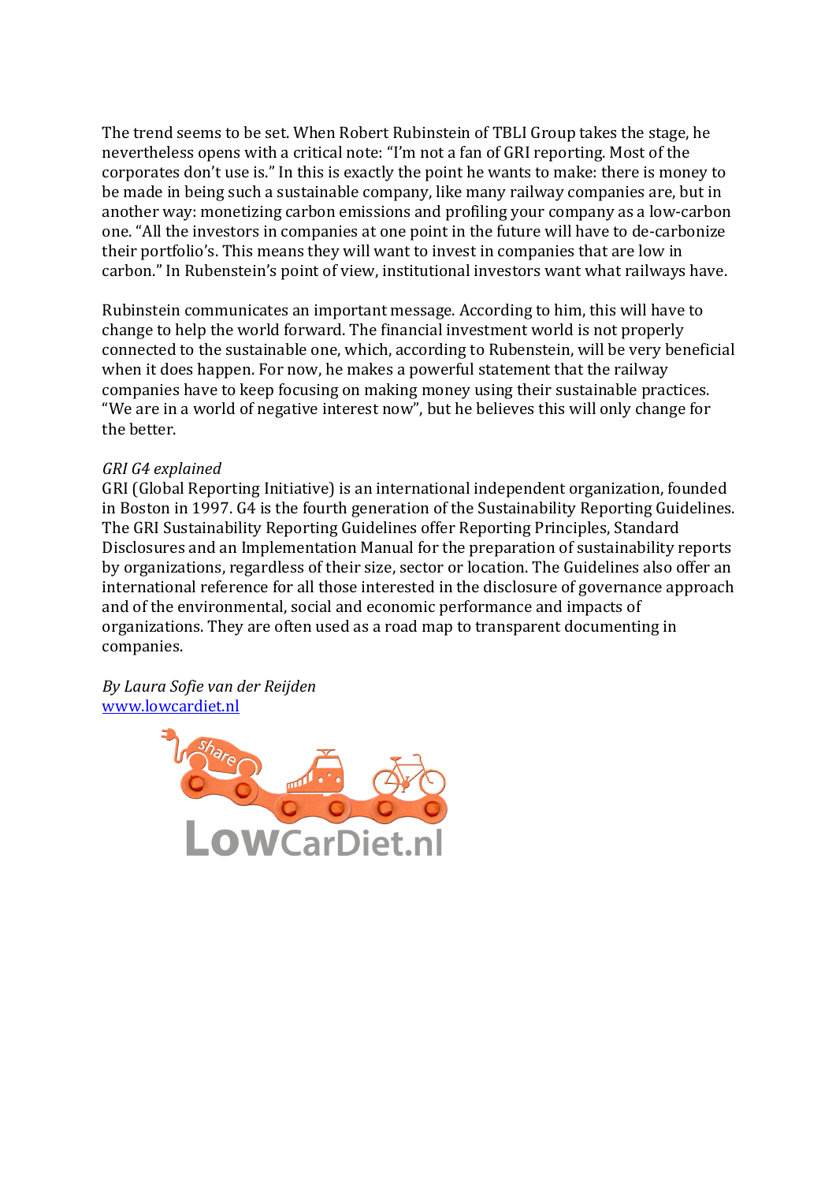The trend seems to be set. When Robert Rubinstein of TBLI Group takes the stage, he nevertheless opens with a critical note: "I'm not a fan of GRI reporting. Most of the corporates don't use is." In this is exactly the point he wants to make: there is money to be made in being such a sustainable company, like many railway companies are, but in another way: monetizing carbon emissions and profiling your company as a low-carbon one. "All the investors in companies at one point in the future will have to de-carbonize their portfolio's. This means they will want to invest in companies that are low in carbon." In Rubenstein's point of view, institutional investors want what railways have.

Rubinstein communicates an important message. According to him, this will have to change to help the world forward. The financial investment world is not properly connected to the sustainable one, which, according to Rubenstein, will be very beneficial when it does happen. For now, he makes a powerful statement that the railway companies have to keep focusing on making money using their sustainable practices. "We are in a world of negative interest now", but he believes this will only change for the better.

*GRI G4 explained*

GRI (Global Reporting Initiative) is an international independent organization, founded in Boston in 1997. G4 is the fourth generation of the Sustainability Reporting Guidelines. The GRI Sustainability Reporting Guidelines offer Reporting Principles, Standard Disclosures and an Implementation Manual for the preparation of sustainability reports by organizations, regardless of their size, sector or location. The Guidelines also offer an international reference for all those interested in the disclosure of governance approach and of the environmental, social and economic performance and impacts of organizations. They are often used as a road map to transparent documenting in companies.

*By Laura Sofie van der Reijden*
[www.lowcardiet.nl](http://www.lowcardiet.nl)

LowCarDiet.nl